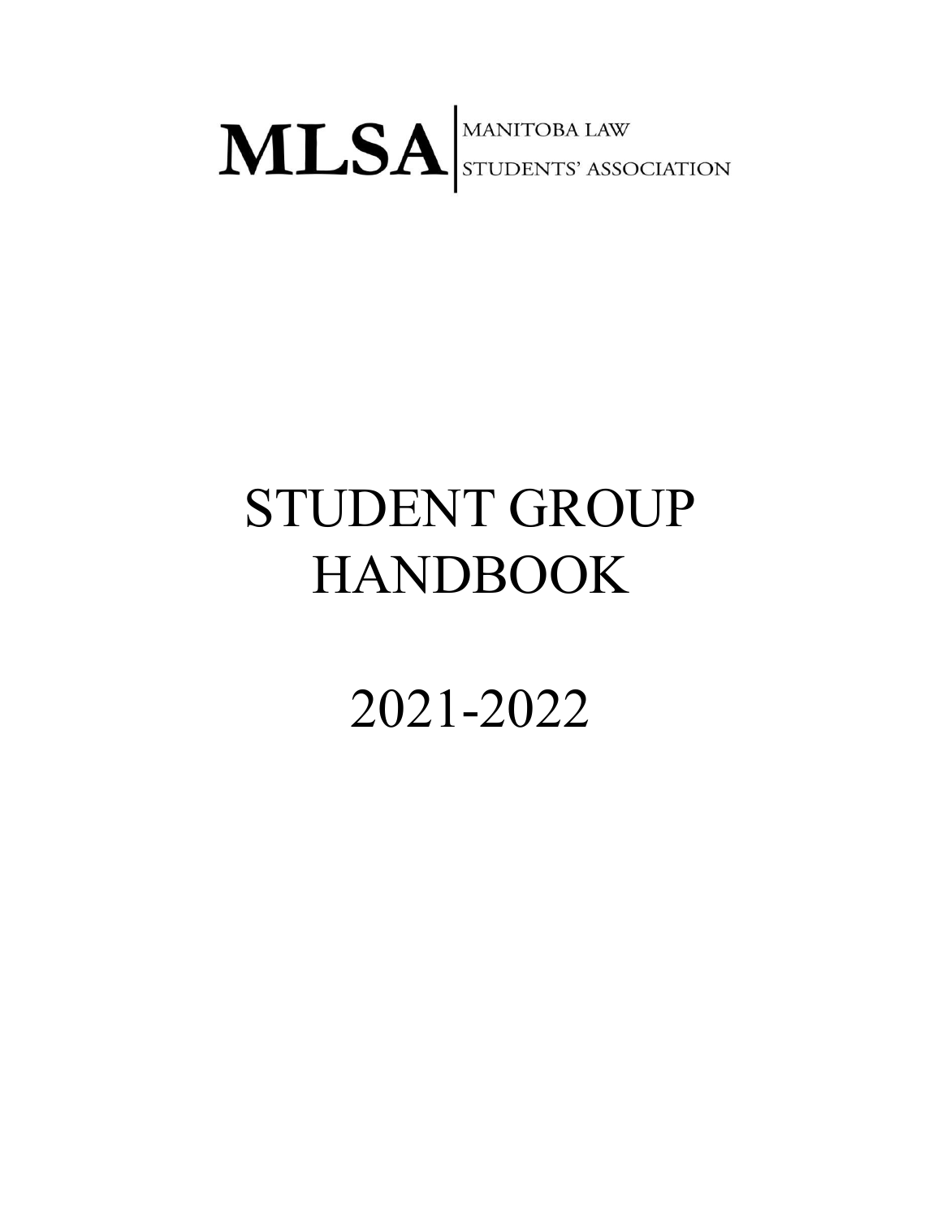MLSA | MANITOBA LAW STUDENTS' ASSOCIATION

# STUDENT GROUP HANDBOOK

# 2021-2022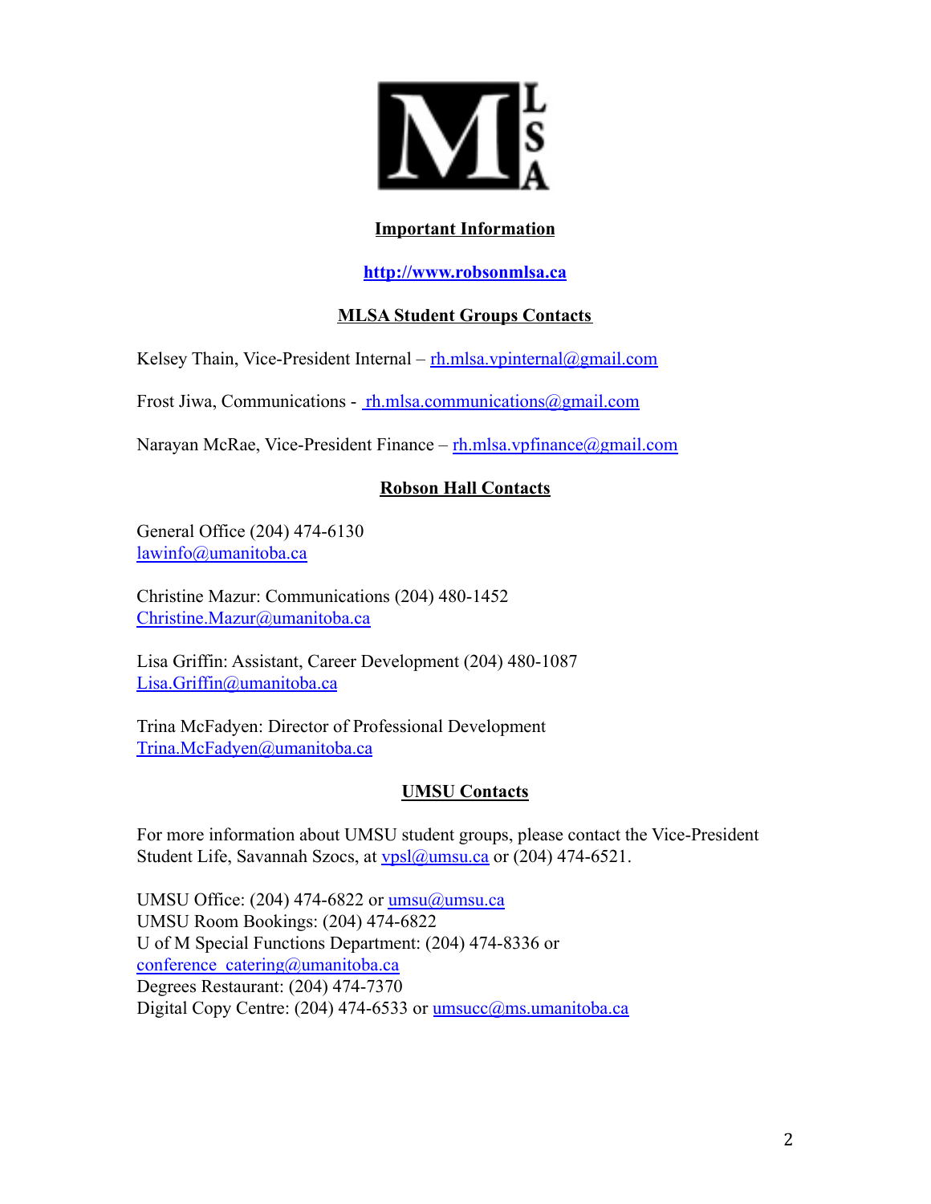## Important Information

**http://www.robsonmlsa.ca**

## MLSA Student Groups Contacts

Kelsey Thain, Vice-President Internal – rh.mlsa.vpinternal@gmail.com

Frost Jiwa, Communications - rh.mlsa.communications@gmail.com

Narayan McRae, Vice-President Finance – rh.mlsa.vpfinance@gmail.com

## Robson Hall Contacts

General Office (204) 474-6130
lawinfo@umanitoba.ca

Christine Mazur: Communications (204) 480-1452
Christine.Mazur@umanitoba.ca

Lisa Griffin: Assistant, Career Development (204) 480-1087
Lisa.Griffin@umanitoba.ca

Trina McFadyen: Director of Professional Development
Trina.McFadyen@umanitoba.ca

## UMSU Contacts

For more information about UMSU student groups, please contact the Vice-President Student Life, Savannah Szocs, at vpsl@umsu.ca or (204) 474-6521.

UMSU Office: (204) 474-6822 or umsu@umsu.ca
UMSU Room Bookings: (204) 474-6822
U of M Special Functions Department: (204) 474-8336 or conference_catering@umanitoba.ca
Degrees Restaurant: (204) 474-7370
Digital Copy Centre: (204) 474-6533 or umsucc@ms.umanitoba.ca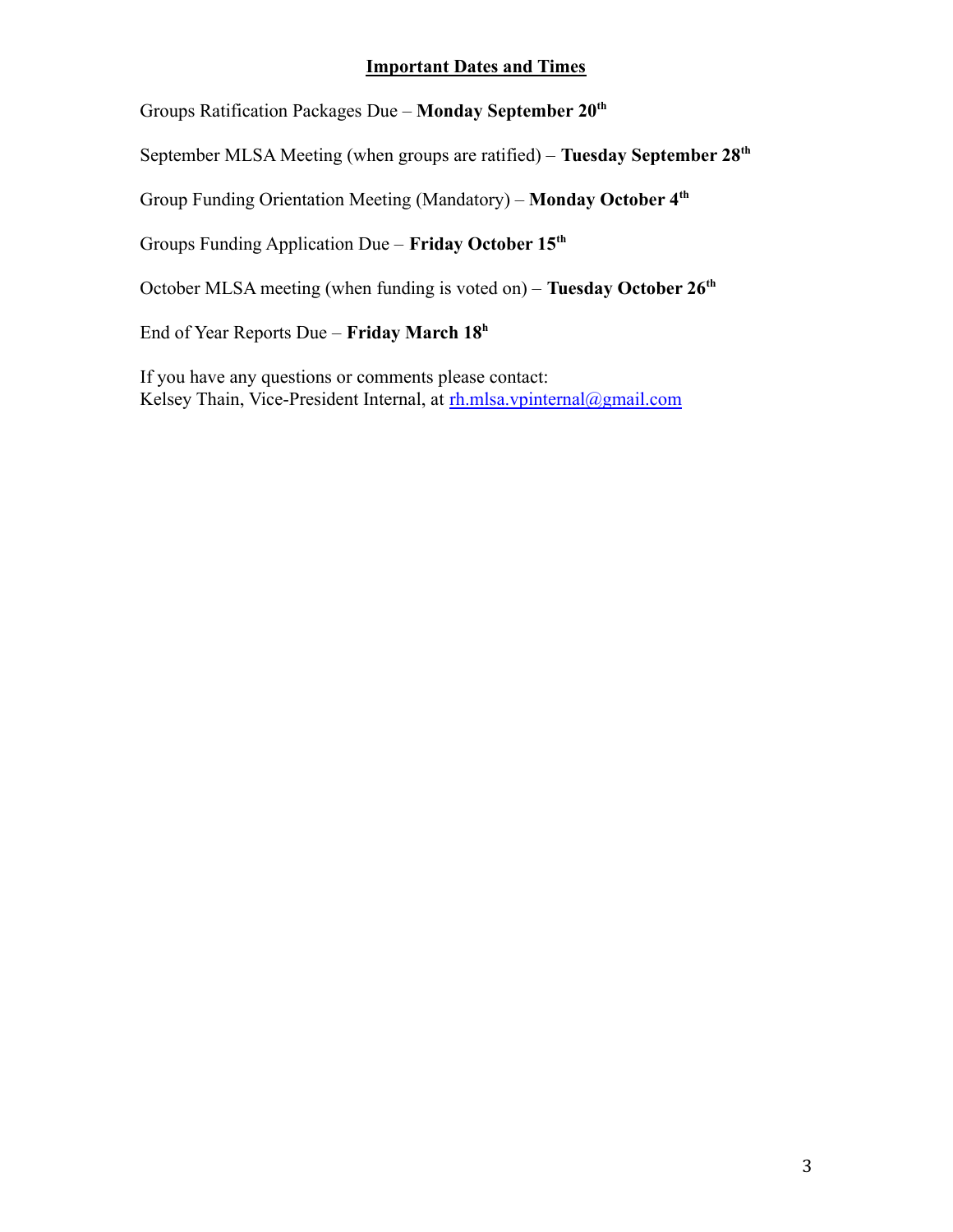## Important Dates and Times

Groups Ratification Packages Due – **Monday September 20th**

September MLSA Meeting (when groups are ratified) – **Tuesday September 28th**

Group Funding Orientation Meeting (Mandatory) – **Monday October 4th**

Groups Funding Application Due – **Friday October 15th**

October MLSA meeting (when funding is voted on) – **Tuesday October 26th**

End of Year Reports Due – **Friday March 18h**

If you have any questions or comments please contact:
Kelsey Thain, Vice-President Internal, at rh.mlsa.vpinternal@gmail.com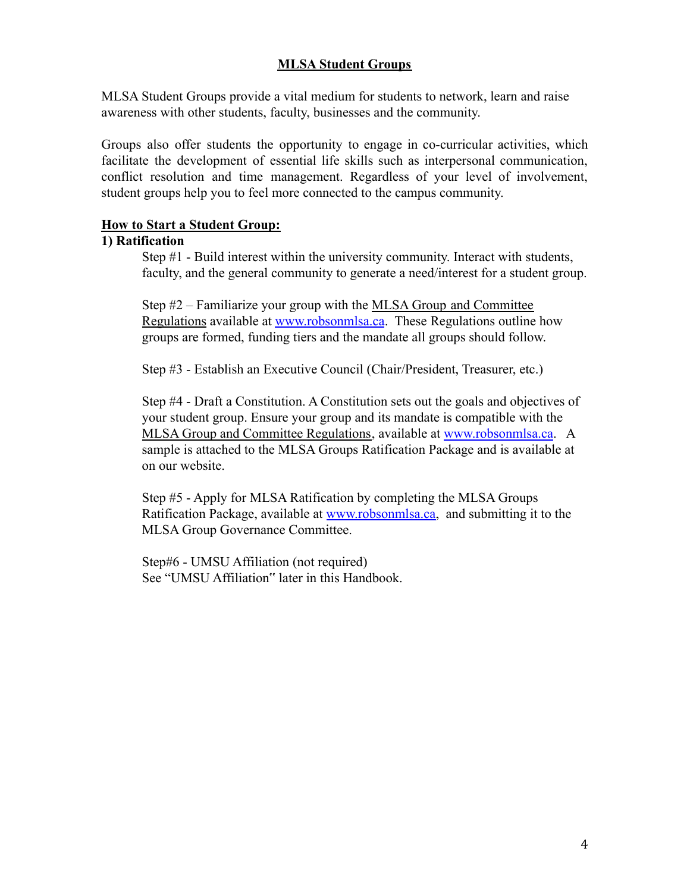## MLSA Student Groups

MLSA Student Groups provide a vital medium for students to network, learn and raise awareness with other students, faculty, businesses and the community.

Groups also offer students the opportunity to engage in co-curricular activities, which facilitate the development of essential life skills such as interpersonal communication, conflict resolution and time management. Regardless of your level of involvement, student groups help you to feel more connected to the campus community.

### How to Start a Student Group:

**1) Ratification**

Step #1 - Build interest within the university community. Interact with students, faculty, and the general community to generate a need/interest for a student group.

Step #2 – Familiarize your group with the MLSA Group and Committee Regulations available at www.robsonmlsa.ca. These Regulations outline how groups are formed, funding tiers and the mandate all groups should follow.

Step #3 - Establish an Executive Council (Chair/President, Treasurer, etc.)

Step #4 - Draft a Constitution. A Constitution sets out the goals and objectives of your student group. Ensure your group and its mandate is compatible with the MLSA Group and Committee Regulations, available at www.robsonmlsa.ca. A sample is attached to the MLSA Groups Ratification Package and is available at on our website.

Step #5 - Apply for MLSA Ratification by completing the MLSA Groups Ratification Package, available at www.robsonmlsa.ca, and submitting it to the MLSA Group Governance Committee.

Step#6 - UMSU Affiliation (not required)
See "UMSU Affiliation" later in this Handbook.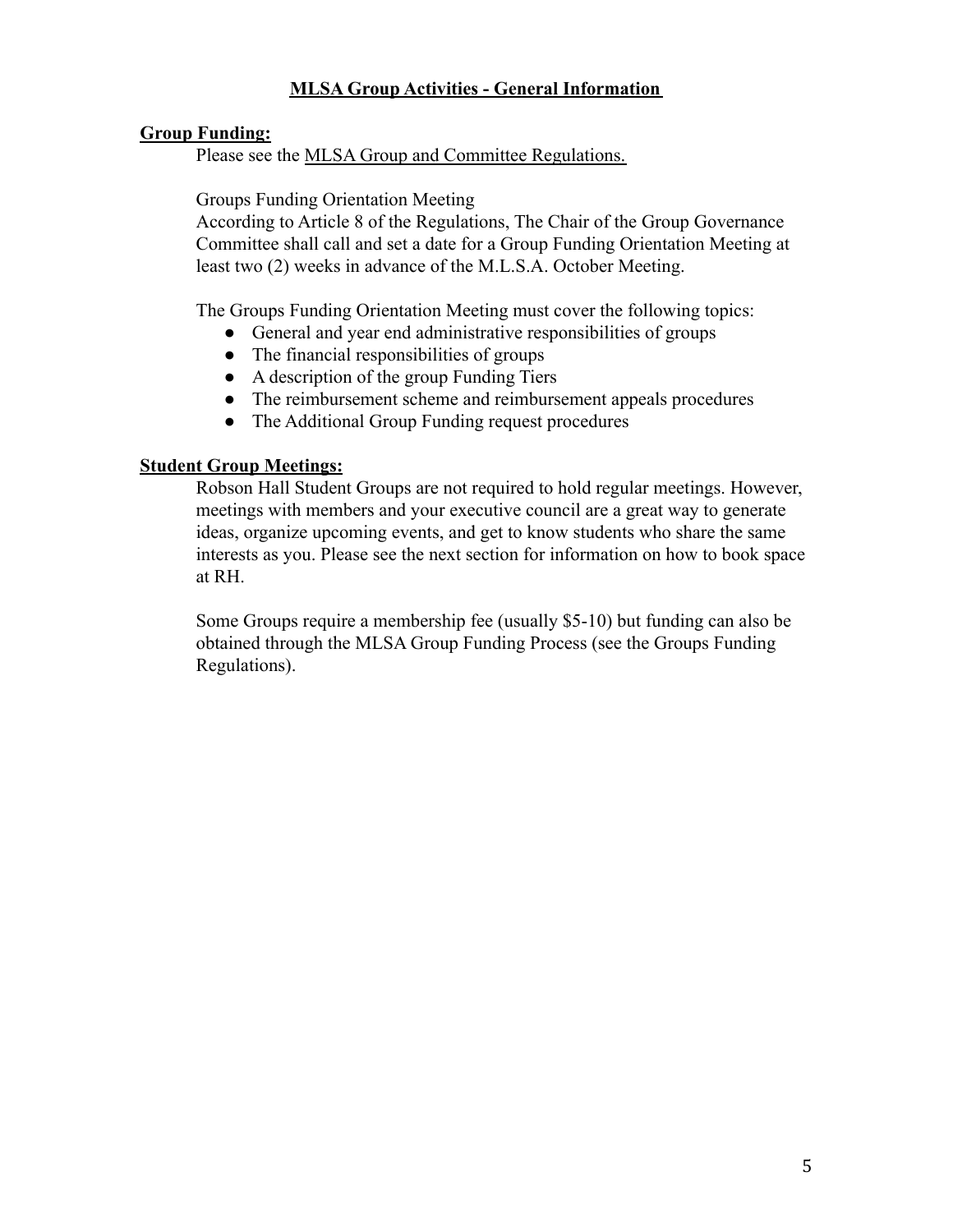# MLSA Group Activities - General Information

## Group Funding:

Please see the MLSA Group and Committee Regulations.

Groups Funding Orientation Meeting

According to Article 8 of the Regulations, The Chair of the Group Governance Committee shall call and set a date for a Group Funding Orientation Meeting at least two (2) weeks in advance of the M.L.S.A. October Meeting.

The Groups Funding Orientation Meeting must cover the following topics:

- General and year end administrative responsibilities of groups
- The financial responsibilities of groups
- A description of the group Funding Tiers
- The reimbursement scheme and reimbursement appeals procedures
- The Additional Group Funding request procedures

## Student Group Meetings:

Robson Hall Student Groups are not required to hold regular meetings. However, meetings with members and your executive council are a great way to generate ideas, organize upcoming events, and get to know students who share the same interests as you. Please see the next section for information on how to book space at RH.

Some Groups require a membership fee (usually $5-10) but funding can also be obtained through the MLSA Group Funding Process (see the Groups Funding Regulations).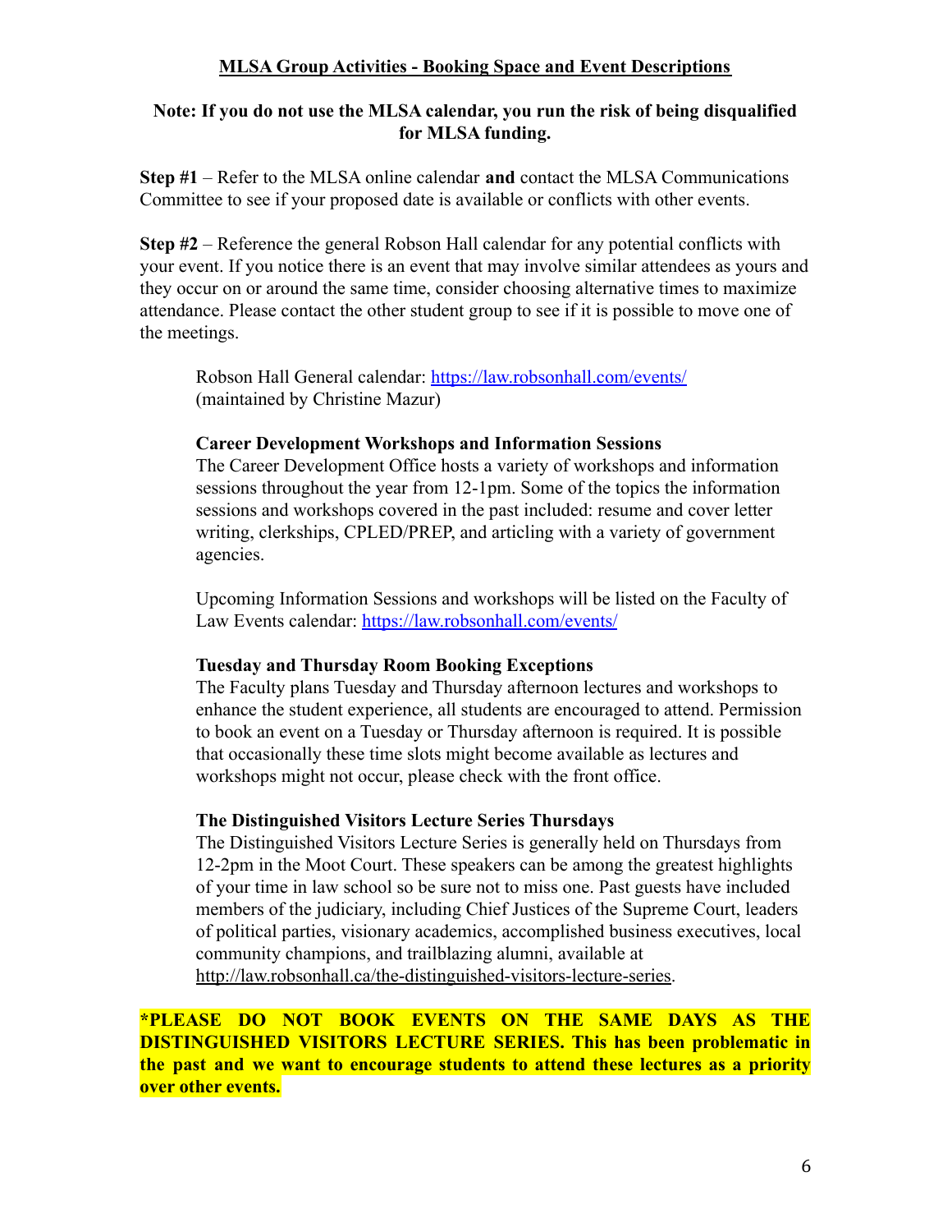## MLSA Group Activities - Booking Space and Event Descriptions

**Note: If you do not use the MLSA calendar, you run the risk of being disqualified for MLSA funding.**

**Step #1** – Refer to the MLSA online calendar **and** contact the MLSA Communications Committee to see if your proposed date is available or conflicts with other events.

**Step #2** – Reference the general Robson Hall calendar for any potential conflicts with your event. If you notice there is an event that may involve similar attendees as yours and they occur on or around the same time, consider choosing alternative times to maximize attendance. Please contact the other student group to see if it is possible to move one of the meetings.

> Robson Hall General calendar: https://law.robsonhall.com/events/ (maintained by Christine Mazur)
>
> **Career Development Workshops and Information Sessions**
> The Career Development Office hosts a variety of workshops and information sessions throughout the year from 12-1pm. Some of the topics the information sessions and workshops covered in the past included: resume and cover letter writing, clerkships, CPLED/PREP, and articling with a variety of government agencies.
>
> Upcoming Information Sessions and workshops will be listed on the Faculty of Law Events calendar: https://law.robsonhall.com/events/
>
> **Tuesday and Thursday Room Booking Exceptions**
> The Faculty plans Tuesday and Thursday afternoon lectures and workshops to enhance the student experience, all students are encouraged to attend. Permission to book an event on a Tuesday or Thursday afternoon is required. It is possible that occasionally these time slots might become available as lectures and workshops might not occur, please check with the front office.
>
> **The Distinguished Visitors Lecture Series Thursdays**
> The Distinguished Visitors Lecture Series is generally held on Thursdays from 12-2pm in the Moot Court. These speakers can be among the greatest highlights of your time in law school so be sure not to miss one. Past guests have included members of the judiciary, including Chief Justices of the Supreme Court, leaders of political parties, visionary academics, accomplished business executives, local community champions, and trailblazing alumni, available at http://law.robsonhall.ca/the-distinguished-visitors-lecture-series.

**\*PLEASE DO NOT BOOK EVENTS ON THE SAME DAYS AS THE DISTINGUISHED VISITORS LECTURE SERIES. This has been problematic in the past and we want to encourage students to attend these lectures as a priority over other events.**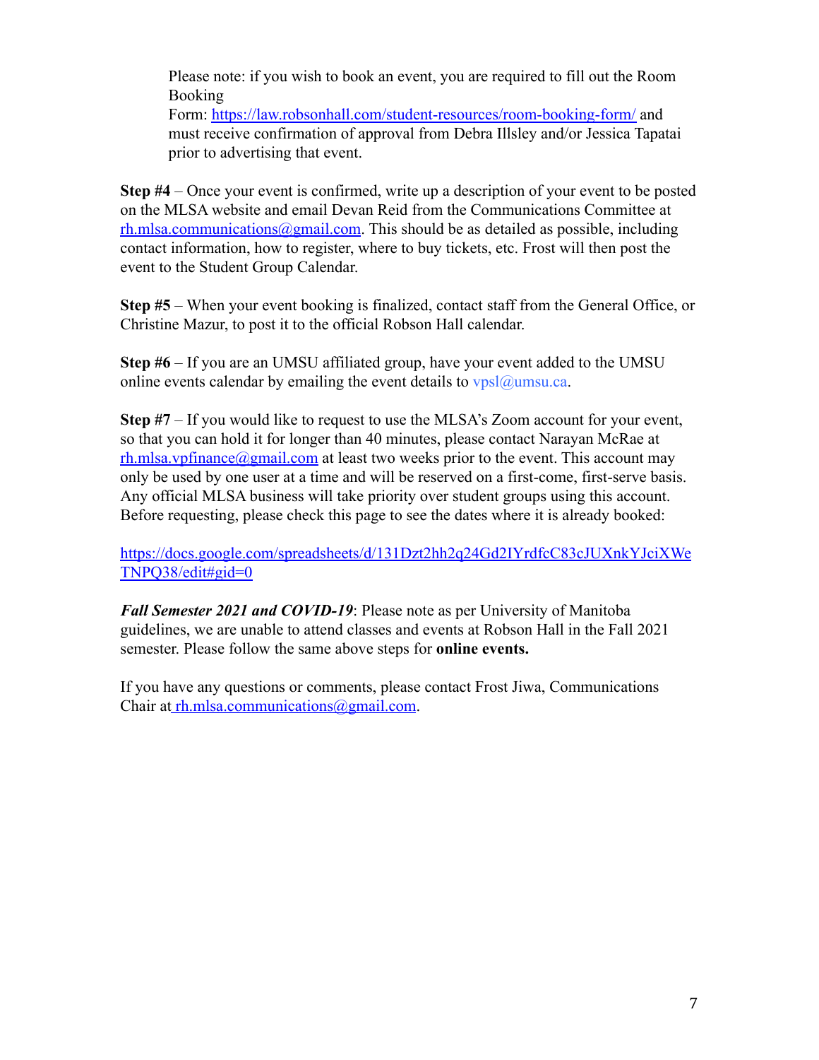Please note: if you wish to book an event, you are required to fill out the Room Booking Form: https://law.robsonhall.com/student-resources/room-booking-form/ and must receive confirmation of approval from Debra Illsley and/or Jessica Tapatai prior to advertising that event.

**Step #4** – Once your event is confirmed, write up a description of your event to be posted on the MLSA website and email Devan Reid from the Communications Committee at rh.mlsa.communications@gmail.com. This should be as detailed as possible, including contact information, how to register, where to buy tickets, etc. Frost will then post the event to the Student Group Calendar.

**Step #5** – When your event booking is finalized, contact staff from the General Office, or Christine Mazur, to post it to the official Robson Hall calendar.

**Step #6** – If you are an UMSU affiliated group, have your event added to the UMSU online events calendar by emailing the event details to vpsl@umsu.ca.

**Step #7** – If you would like to request to use the MLSA's Zoom account for your event, so that you can hold it for longer than 40 minutes, please contact Narayan McRae at rh.mlsa.vpfinance@gmail.com at least two weeks prior to the event. This account may only be used by one user at a time and will be reserved on a first-come, first-serve basis. Any official MLSA business will take priority over student groups using this account. Before requesting, please check this page to see the dates where it is already booked:

https://docs.google.com/spreadsheets/d/131Dzt2hh2q24Gd2IYrdfcC83cJUXnkYJciXWeTNPQ38/edit#gid=0

***Fall Semester 2021 and COVID-19***: Please note as per University of Manitoba guidelines, we are unable to attend classes and events at Robson Hall in the Fall 2021 semester. Please follow the same above steps for **online events.**

If you have any questions or comments, please contact Frost Jiwa, Communications Chair at rh.mlsa.communications@gmail.com.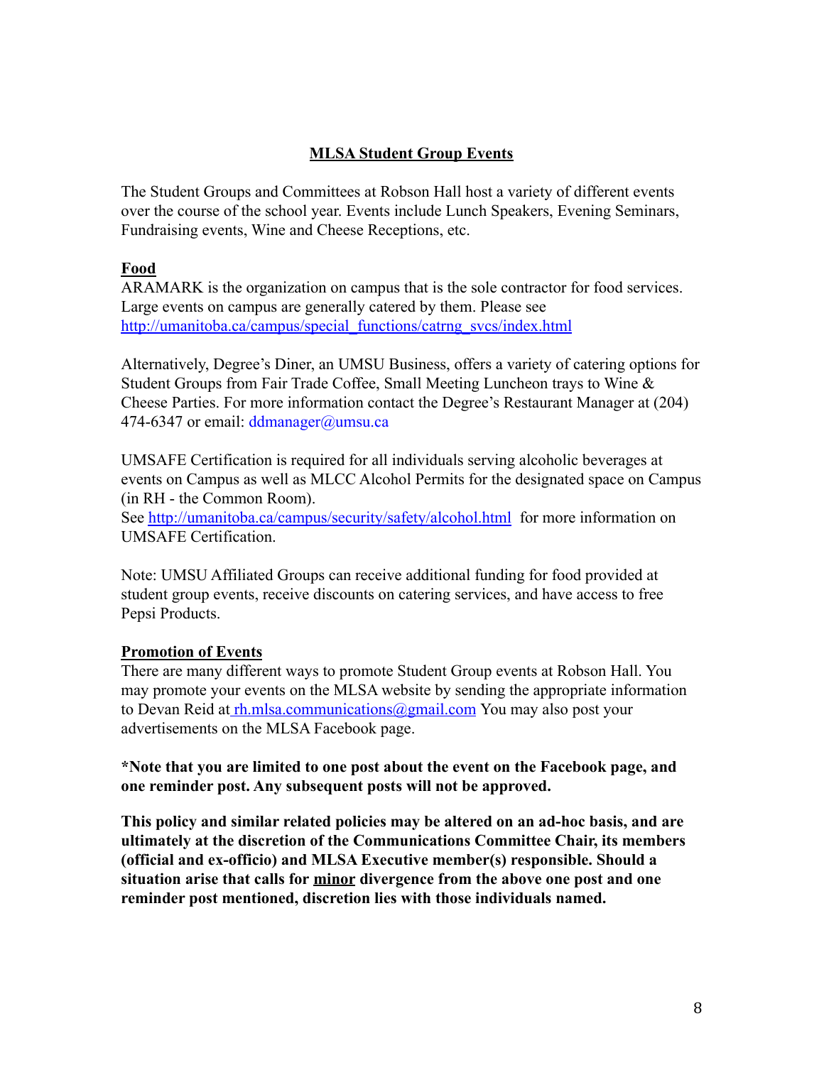## MLSA Student Group Events

The Student Groups and Committees at Robson Hall host a variety of different events over the course of the school year. Events include Lunch Speakers, Evening Seminars, Fundraising events, Wine and Cheese Receptions, etc.

### Food

ARAMARK is the organization on campus that is the sole contractor for food services. Large events on campus are generally catered by them. Please see http://umanitoba.ca/campus/special_functions/catrng_svcs/index.html

Alternatively, Degree's Diner, an UMSU Business, offers a variety of catering options for Student Groups from Fair Trade Coffee, Small Meeting Luncheon trays to Wine & Cheese Parties. For more information contact the Degree's Restaurant Manager at (204) 474-6347 or email: ddmanager@umsu.ca

UMSAFE Certification is required for all individuals serving alcoholic beverages at events on Campus as well as MLCC Alcohol Permits for the designated space on Campus (in RH - the Common Room).
See http://umanitoba.ca/campus/security/safety/alcohol.html for more information on UMSAFE Certification.

Note: UMSU Affiliated Groups can receive additional funding for food provided at student group events, receive discounts on catering services, and have access to free Pepsi Products.

### Promotion of Events

There are many different ways to promote Student Group events at Robson Hall. You may promote your events on the MLSA website by sending the appropriate information to Devan Reid at rh.mlsa.communications@gmail.com You may also post your advertisements on the MLSA Facebook page.

**\*Note that you are limited to one post about the event on the Facebook page, and one reminder post. Any subsequent posts will not be approved.**

**This policy and similar related policies may be altered on an ad-hoc basis, and are ultimately at the discretion of the Communications Committee Chair, its members (official and ex-officio) and MLSA Executive member(s) responsible. Should a situation arise that calls for <u>minor</u> divergence from the above one post and one reminder post mentioned, discretion lies with those individuals named.**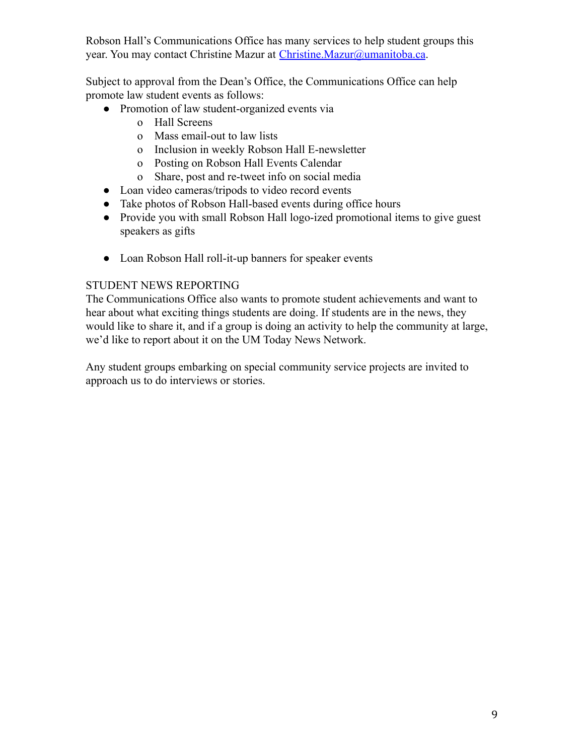Robson Hall's Communications Office has many services to help student groups this year. You may contact Christine Mazur at Christine.Mazur@umanitoba.ca.

Subject to approval from the Dean's Office, the Communications Office can help promote law student events as follows:

- Promotion of law student-organized events via
  - Hall Screens
  - Mass email-out to law lists
  - Inclusion in weekly Robson Hall E-newsletter
  - Posting on Robson Hall Events Calendar
  - Share, post and re-tweet info on social media
- Loan video cameras/tripods to video record events
- Take photos of Robson Hall-based events during office hours
- Provide you with small Robson Hall logo-ized promotional items to give guest speakers as gifts
- Loan Robson Hall roll-it-up banners for speaker events

## STUDENT NEWS REPORTING

The Communications Office also wants to promote student achievements and want to hear about what exciting things students are doing. If students are in the news, they would like to share it, and if a group is doing an activity to help the community at large, we'd like to report about it on the UM Today News Network.

Any student groups embarking on special community service projects are invited to approach us to do interviews or stories.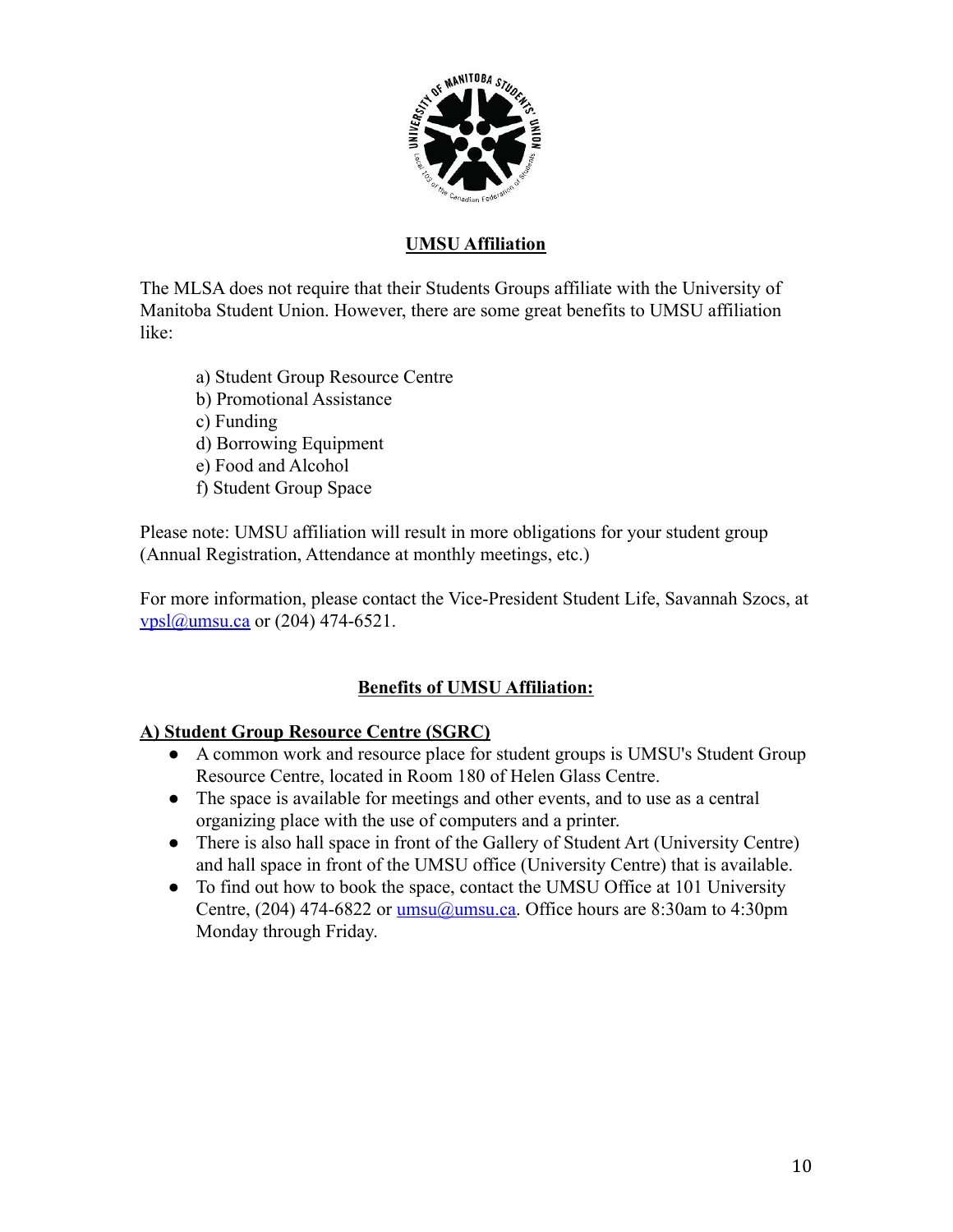## UMSU Affiliation

The MLSA does not require that their Students Groups affiliate with the University of Manitoba Student Union. However, there are some great benefits to UMSU affiliation like:

a) Student Group Resource Centre
b) Promotional Assistance
c) Funding
d) Borrowing Equipment
e) Food and Alcohol
f) Student Group Space

Please note: UMSU affiliation will result in more obligations for your student group (Annual Registration, Attendance at monthly meetings, etc.)

For more information, please contact the Vice-President Student Life, Savannah Szocs, at vpsl@umsu.ca or (204) 474-6521.

## Benefits of UMSU Affiliation:

### A) Student Group Resource Centre (SGRC)

- A common work and resource place for student groups is UMSU's Student Group Resource Centre, located in Room 180 of Helen Glass Centre.
- The space is available for meetings and other events, and to use as a central organizing place with the use of computers and a printer.
- There is also hall space in front of the Gallery of Student Art (University Centre) and hall space in front of the UMSU office (University Centre) that is available.
- To find out how to book the space, contact the UMSU Office at 101 University Centre, (204) 474-6822 or umsu@umsu.ca. Office hours are 8:30am to 4:30pm Monday through Friday.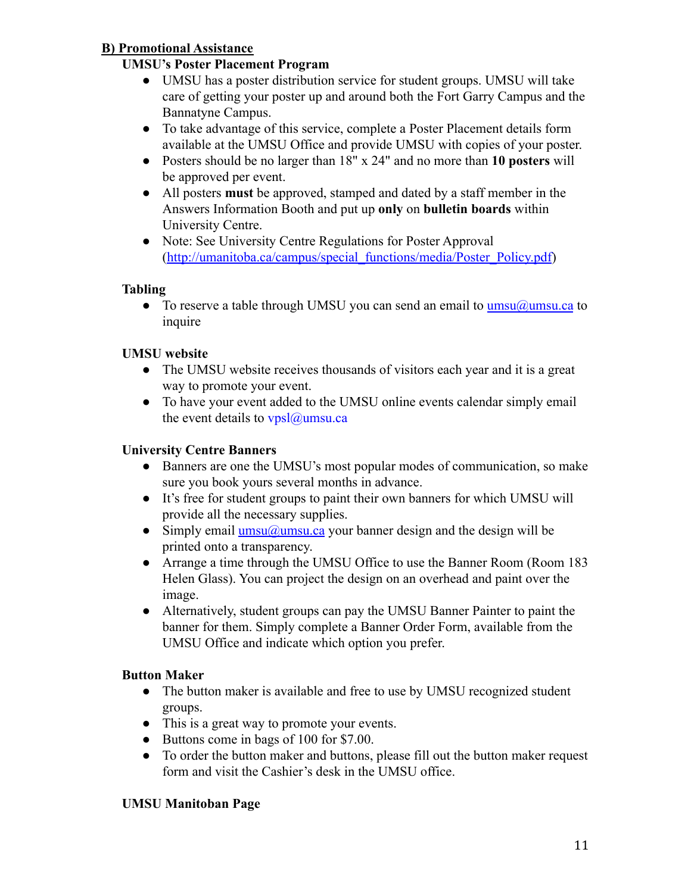## B) Promotional Assistance

### UMSU's Poster Placement Program

- UMSU has a poster distribution service for student groups. UMSU will take care of getting your poster up and around both the Fort Garry Campus and the Bannatyne Campus.
- To take advantage of this service, complete a Poster Placement details form available at the UMSU Office and provide UMSU with copies of your poster.
- Posters should be no larger than 18" x 24" and no more than **10 posters** will be approved per event.
- All posters **must** be approved, stamped and dated by a staff member in the Answers Information Booth and put up **only** on **bulletin boards** within University Centre.
- Note: See University Centre Regulations for Poster Approval (http://umanitoba.ca/campus/special_functions/media/Poster_Policy.pdf)

### Tabling

- To reserve a table through UMSU you can send an email to umsu@umsu.ca to inquire

### UMSU website

- The UMSU website receives thousands of visitors each year and it is a great way to promote your event.
- To have your event added to the UMSU online events calendar simply email the event details to vpsl@umsu.ca

### University Centre Banners

- Banners are one the UMSU's most popular modes of communication, so make sure you book yours several months in advance.
- It's free for student groups to paint their own banners for which UMSU will provide all the necessary supplies.
- Simply email umsu@umsu.ca your banner design and the design will be printed onto a transparency.
- Arrange a time through the UMSU Office to use the Banner Room (Room 183 Helen Glass). You can project the design on an overhead and paint over the image.
- Alternatively, student groups can pay the UMSU Banner Painter to paint the banner for them. Simply complete a Banner Order Form, available from the UMSU Office and indicate which option you prefer.

### Button Maker

- The button maker is available and free to use by UMSU recognized student groups.
- This is a great way to promote your events.
- Buttons come in bags of 100 for $7.00.
- To order the button maker and buttons, please fill out the button maker request form and visit the Cashier's desk in the UMSU office.

### UMSU Manitoban Page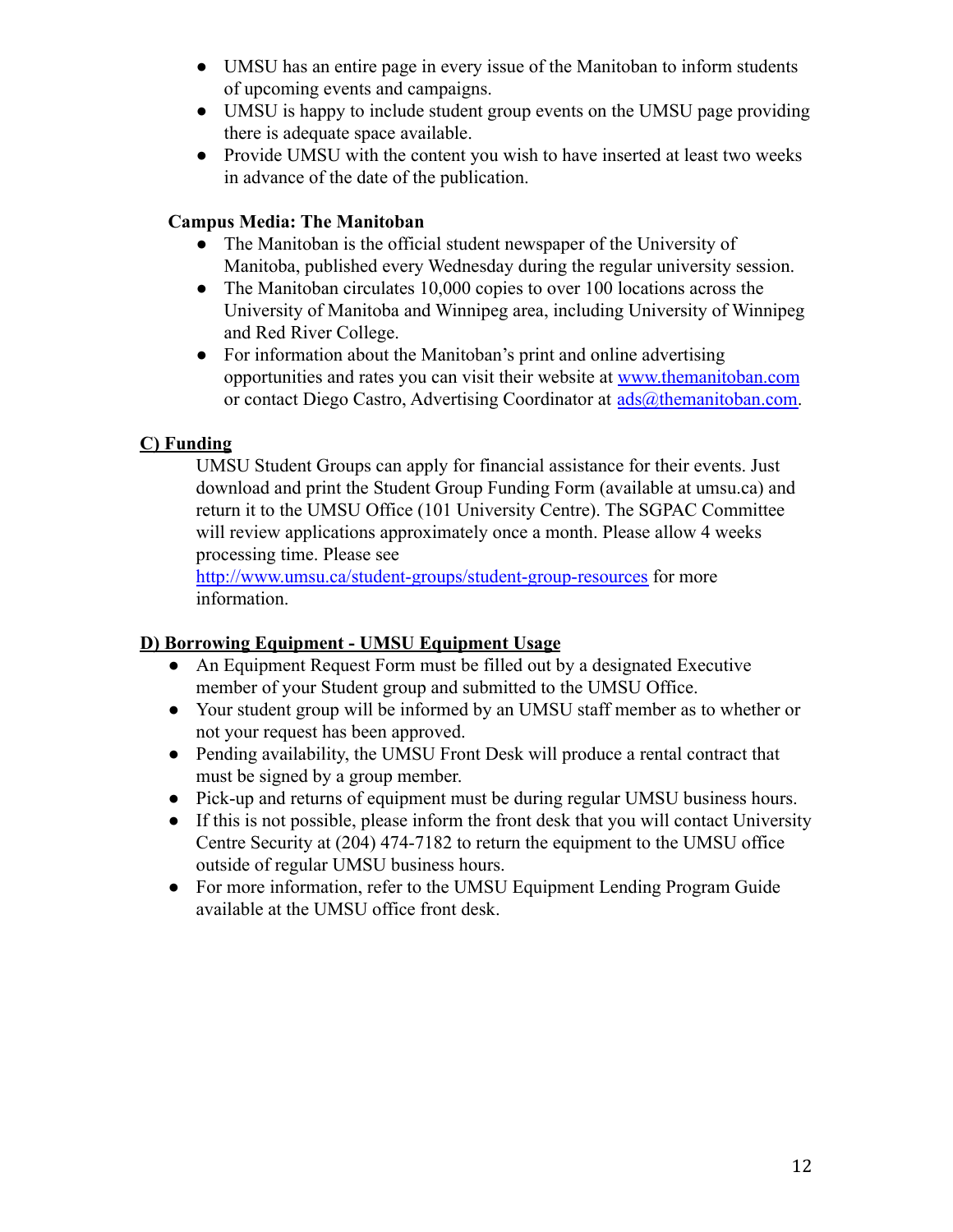- UMSU has an entire page in every issue of the Manitoban to inform students of upcoming events and campaigns.
- UMSU is happy to include student group events on the UMSU page providing there is adequate space available.
- Provide UMSU with the content you wish to have inserted at least two weeks in advance of the date of the publication.

**Campus Media: The Manitoban**

- The Manitoban is the official student newspaper of the University of Manitoba, published every Wednesday during the regular university session.
- The Manitoban circulates 10,000 copies to over 100 locations across the University of Manitoba and Winnipeg area, including University of Winnipeg and Red River College.
- For information about the Manitoban's print and online advertising opportunities and rates you can visit their website at [www.themanitoban.com](http://www.themanitoban.com) or contact Diego Castro, Advertising Coordinator at [ads@themanitoban.com](mailto:ads@themanitoban.com).

## C) Funding

UMSU Student Groups can apply for financial assistance for their events. Just download and print the Student Group Funding Form (available at umsu.ca) and return it to the UMSU Office (101 University Centre). The SGPAC Committee will review applications approximately once a month. Please allow 4 weeks processing time. Please see [http://www.umsu.ca/student-groups/student-group-resources](http://www.umsu.ca/student-groups/student-group-resources) for more information.

## D) Borrowing Equipment - UMSU Equipment Usage

- An Equipment Request Form must be filled out by a designated Executive member of your Student group and submitted to the UMSU Office.
- Your student group will be informed by an UMSU staff member as to whether or not your request has been approved.
- Pending availability, the UMSU Front Desk will produce a rental contract that must be signed by a group member.
- Pick-up and returns of equipment must be during regular UMSU business hours.
- If this is not possible, please inform the front desk that you will contact University Centre Security at (204) 474-7182 to return the equipment to the UMSU office outside of regular UMSU business hours.
- For more information, refer to the UMSU Equipment Lending Program Guide available at the UMSU office front desk.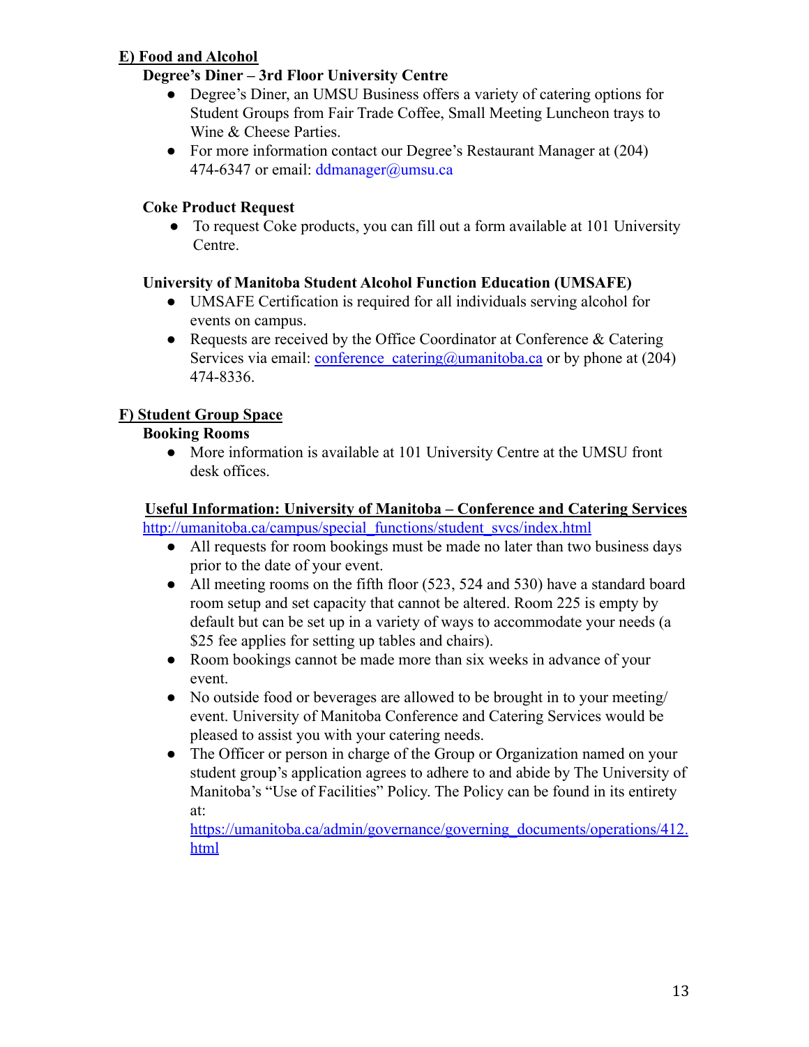## E) Food and Alcohol

### Degree's Diner – 3rd Floor University Centre

- Degree's Diner, an UMSU Business offers a variety of catering options for Student Groups from Fair Trade Coffee, Small Meeting Luncheon trays to Wine & Cheese Parties.
- For more information contact our Degree's Restaurant Manager at (204) 474-6347 or email: ddmanager@umsu.ca

### Coke Product Request

- To request Coke products, you can fill out a form available at 101 University Centre.

### University of Manitoba Student Alcohol Function Education (UMSAFE)

- UMSAFE Certification is required for all individuals serving alcohol for events on campus.
- Requests are received by the Office Coordinator at Conference & Catering Services via email: conference_catering@umanitoba.ca or by phone at (204) 474-8336.

## F) Student Group Space

### Booking Rooms

- More information is available at 101 University Centre at the UMSU front desk offices.

### Useful Information: University of Manitoba – Conference and Catering Services

http://umanitoba.ca/campus/special_functions/student_svcs/index.html

- All requests for room bookings must be made no later than two business days prior to the date of your event.
- All meeting rooms on the fifth floor (523, 524 and 530) have a standard board room setup and set capacity that cannot be altered. Room 225 is empty by default but can be set up in a variety of ways to accommodate your needs (a $25 fee applies for setting up tables and chairs).
- Room bookings cannot be made more than six weeks in advance of your event.
- No outside food or beverages are allowed to be brought in to your meeting/ event. University of Manitoba Conference and Catering Services would be pleased to assist you with your catering needs.
- The Officer or person in charge of the Group or Organization named on your student group's application agrees to adhere to and abide by The University of Manitoba's "Use of Facilities" Policy. The Policy can be found in its entirety at: https://umanitoba.ca/admin/governance/governing_documents/operations/412.html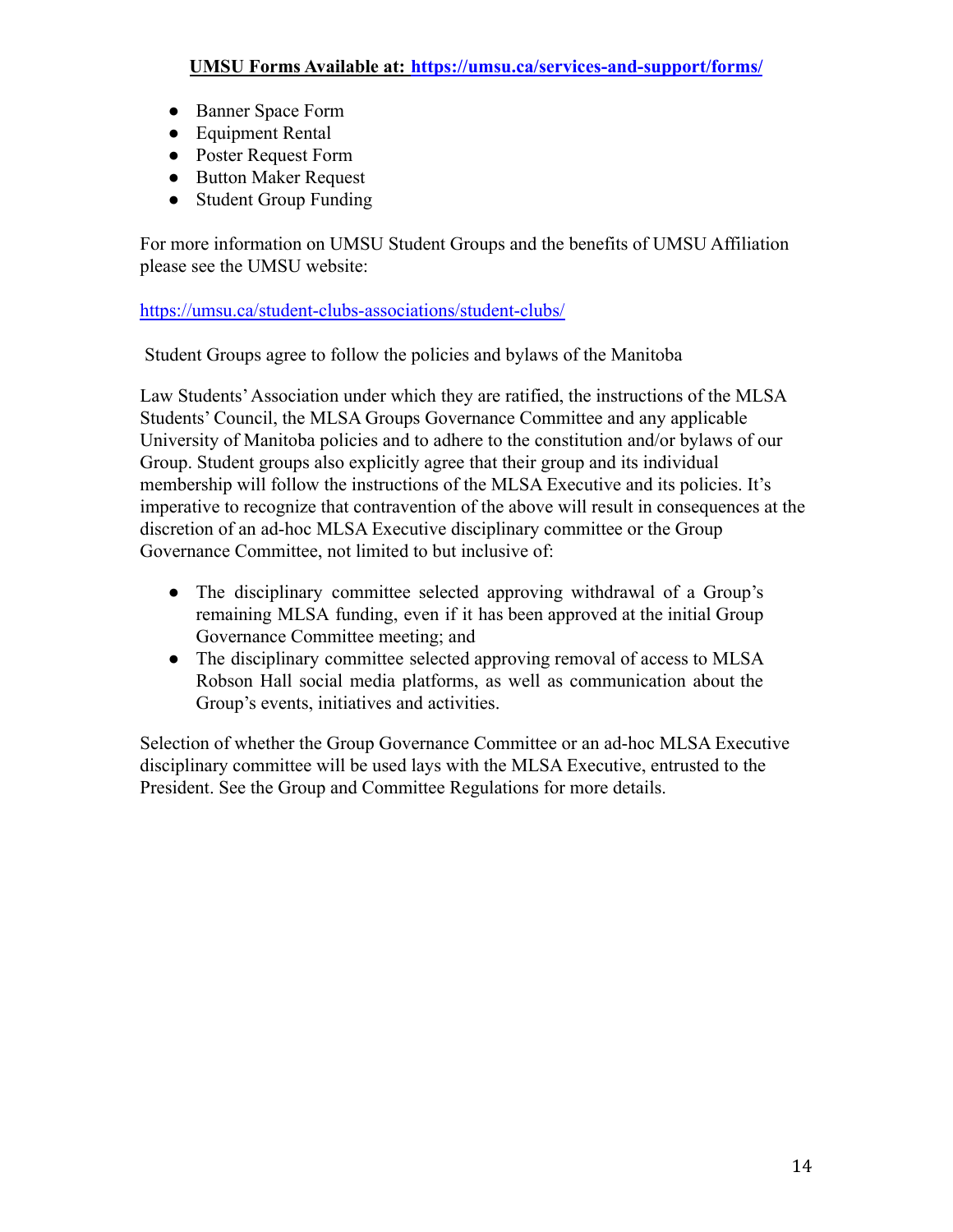**UMSU Forms Available at: [https://umsu.ca/services-and-support/forms/](https://umsu.ca/services-and-support/forms/)**

- Banner Space Form
- Equipment Rental
- Poster Request Form
- Button Maker Request
- Student Group Funding

For more information on UMSU Student Groups and the benefits of UMSU Affiliation please see the UMSU website:

[https://umsu.ca/student-clubs-associations/student-clubs/](https://umsu.ca/student-clubs-associations/student-clubs/)

Student Groups agree to follow the policies and bylaws of the Manitoba

Law Students' Association under which they are ratified, the instructions of the MLSA Students' Council, the MLSA Groups Governance Committee and any applicable University of Manitoba policies and to adhere to the constitution and/or bylaws of our Group. Student groups also explicitly agree that their group and its individual membership will follow the instructions of the MLSA Executive and its policies. It's imperative to recognize that contravention of the above will result in consequences at the discretion of an ad-hoc MLSA Executive disciplinary committee or the Group Governance Committee, not limited to but inclusive of:

- The disciplinary committee selected approving withdrawal of a Group's remaining MLSA funding, even if it has been approved at the initial Group Governance Committee meeting; and
- The disciplinary committee selected approving removal of access to MLSA Robson Hall social media platforms, as well as communication about the Group's events, initiatives and activities.

Selection of whether the Group Governance Committee or an ad-hoc MLSA Executive disciplinary committee will be used lays with the MLSA Executive, entrusted to the President. See the Group and Committee Regulations for more details.